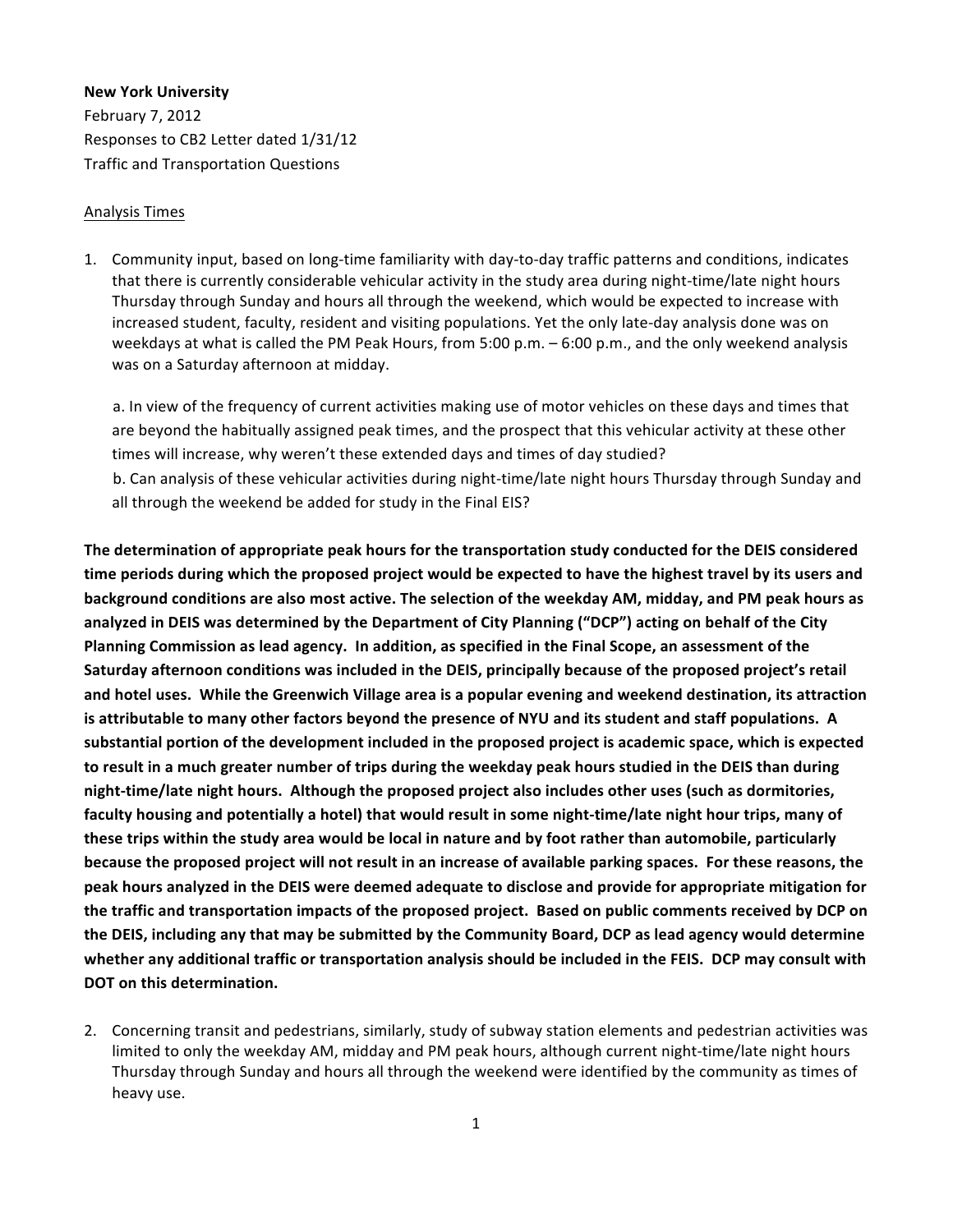**New York University**
February 7, 2012
Responses to CB2 Letter dated 1/31/12
Traffic and Transportation Questions

<u>Analysis Times</u>

1. Community input, based on long-time familiarity with day-to-day traffic patterns and conditions, indicates that there is currently considerable vehicular activity in the study area during night-time/late night hours Thursday through Sunday and hours all through the weekend, which would be expected to increase with increased student, faculty, resident and visiting populations. Yet the only late-day analysis done was on weekdays at what is called the PM Peak Hours, from 5:00 p.m. – 6:00 p.m., and the only weekend analysis was on a Saturday afternoon at midday.

   a. In view of the frequency of current activities making use of motor vehicles on these days and times that are beyond the habitually assigned peak times, and the prospect that this vehicular activity at these other times will increase, why weren't these extended days and times of day studied?

   b. Can analysis of these vehicular activities during night-time/late night hours Thursday through Sunday and all through the weekend be added for study in the Final EIS?

**The determination of appropriate peak hours for the transportation study conducted for the DEIS considered time periods during which the proposed project would be expected to have the highest travel by its users and background conditions are also most active. The selection of the weekday AM, midday, and PM peak hours as analyzed in DEIS was determined by the Department of City Planning ("DCP") acting on behalf of the City Planning Commission as lead agency. In addition, as specified in the Final Scope, an assessment of the Saturday afternoon conditions was included in the DEIS, principally because of the proposed project's retail and hotel uses. While the Greenwich Village area is a popular evening and weekend destination, its attraction is attributable to many other factors beyond the presence of NYU and its student and staff populations. A substantial portion of the development included in the proposed project is academic space, which is expected to result in a much greater number of trips during the weekday peak hours studied in the DEIS than during night-time/late night hours. Although the proposed project also includes other uses (such as dormitories, faculty housing and potentially a hotel) that would result in some night-time/late night hour trips, many of these trips within the study area would be local in nature and by foot rather than automobile, particularly because the proposed project will not result in an increase of available parking spaces. For these reasons, the peak hours analyzed in the DEIS were deemed adequate to disclose and provide for appropriate mitigation for the traffic and transportation impacts of the proposed project. Based on public comments received by DCP on the DEIS, including any that may be submitted by the Community Board, DCP as lead agency would determine whether any additional traffic or transportation analysis should be included in the FEIS. DCP may consult with DOT on this determination.**

2. Concerning transit and pedestrians, similarly, study of subway station elements and pedestrian activities was limited to only the weekday AM, midday and PM peak hours, although current night-time/late night hours Thursday through Sunday and hours all through the weekend were identified by the community as times of heavy use.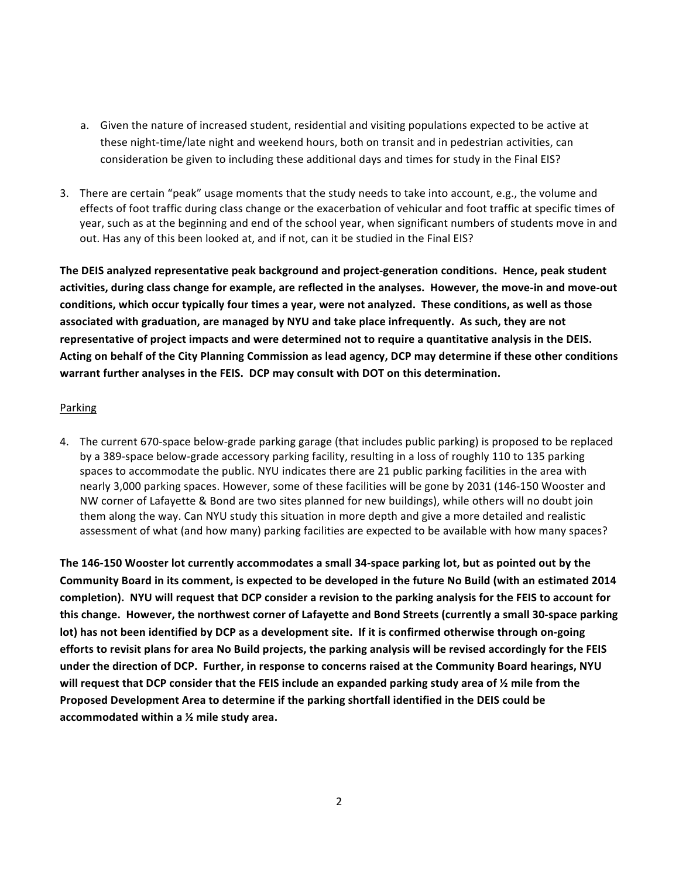a. Given the nature of increased student, residential and visiting populations expected to be active at these night-time/late night and weekend hours, both on transit and in pedestrian activities, can consideration be given to including these additional days and times for study in the Final EIS?

3. There are certain "peak" usage moments that the study needs to take into account, e.g., the volume and effects of foot traffic during class change or the exacerbation of vehicular and foot traffic at specific times of year, such as at the beginning and end of the school year, when significant numbers of students move in and out. Has any of this been looked at, and if not, can it be studied in the Final EIS?

**The DEIS analyzed representative peak background and project-generation conditions. Hence, peak student activities, during class change for example, are reflected in the analyses. However, the move-in and move-out conditions, which occur typically four times a year, were not analyzed. These conditions, as well as those associated with graduation, are managed by NYU and take place infrequently. As such, they are not representative of project impacts and were determined not to require a quantitative analysis in the DEIS. Acting on behalf of the City Planning Commission as lead agency, DCP may determine if these other conditions warrant further analyses in the FEIS. DCP may consult with DOT on this determination.**

<u>Parking</u>

4. The current 670-space below-grade parking garage (that includes public parking) is proposed to be replaced by a 389-space below-grade accessory parking facility, resulting in a loss of roughly 110 to 135 parking spaces to accommodate the public. NYU indicates there are 21 public parking facilities in the area with nearly 3,000 parking spaces. However, some of these facilities will be gone by 2031 (146-150 Wooster and NW corner of Lafayette & Bond are two sites planned for new buildings), while others will no doubt join them along the way. Can NYU study this situation in more depth and give a more detailed and realistic assessment of what (and how many) parking facilities are expected to be available with how many spaces?

**The 146-150 Wooster lot currently accommodates a small 34-space parking lot, but as pointed out by the Community Board in its comment, is expected to be developed in the future No Build (with an estimated 2014 completion). NYU will request that DCP consider a revision to the parking analysis for the FEIS to account for this change. However, the northwest corner of Lafayette and Bond Streets (currently a small 30-space parking lot) has not been identified by DCP as a development site. If it is confirmed otherwise through on-going efforts to revisit plans for area No Build projects, the parking analysis will be revised accordingly for the FEIS under the direction of DCP. Further, in response to concerns raised at the Community Board hearings, NYU will request that DCP consider that the FEIS include an expanded parking study area of ½ mile from the Proposed Development Area to determine if the parking shortfall identified in the DEIS could be accommodated within a ½ mile study area.**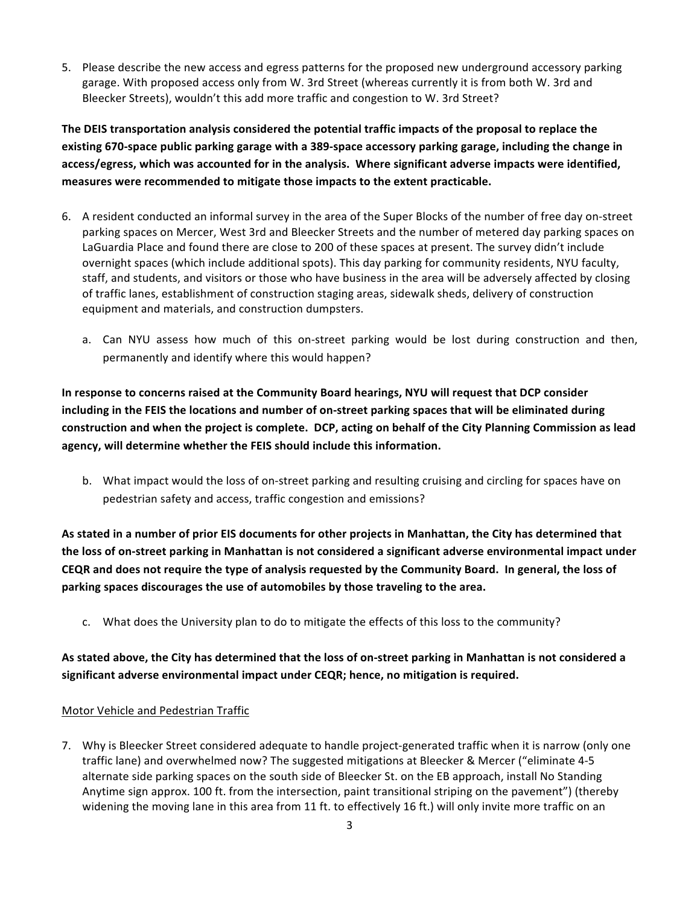5. Please describe the new access and egress patterns for the proposed new underground accessory parking garage. With proposed access only from W. 3rd Street (whereas currently it is from both W. 3rd and Bleecker Streets), wouldn't this add more traffic and congestion to W. 3rd Street?

**The DEIS transportation analysis considered the potential traffic impacts of the proposal to replace the existing 670-space public parking garage with a 389-space accessory parking garage, including the change in access/egress, which was accounted for in the analysis. Where significant adverse impacts were identified, measures were recommended to mitigate those impacts to the extent practicable.**

6. A resident conducted an informal survey in the area of the Super Blocks of the number of free day on-street parking spaces on Mercer, West 3rd and Bleecker Streets and the number of metered day parking spaces on LaGuardia Place and found there are close to 200 of these spaces at present. The survey didn't include overnight spaces (which include additional spots). This day parking for community residents, NYU faculty, staff, and students, and visitors or those who have business in the area will be adversely affected by closing of traffic lanes, establishment of construction staging areas, sidewalk sheds, delivery of construction equipment and materials, and construction dumpsters.

   a. Can NYU assess how much of this on-street parking would be lost during construction and then, permanently and identify where this would happen?

**In response to concerns raised at the Community Board hearings, NYU will request that DCP consider including in the FEIS the locations and number of on-street parking spaces that will be eliminated during construction and when the project is complete. DCP, acting on behalf of the City Planning Commission as lead agency, will determine whether the FEIS should include this information.**

   b. What impact would the loss of on-street parking and resulting cruising and circling for spaces have on pedestrian safety and access, traffic congestion and emissions?

**As stated in a number of prior EIS documents for other projects in Manhattan, the City has determined that the loss of on-street parking in Manhattan is not considered a significant adverse environmental impact under CEQR and does not require the type of analysis requested by the Community Board. In general, the loss of parking spaces discourages the use of automobiles by those traveling to the area.**

   c. What does the University plan to do to mitigate the effects of this loss to the community?

**As stated above, the City has determined that the loss of on-street parking in Manhattan is not considered a significant adverse environmental impact under CEQR; hence, no mitigation is required.**

<u>Motor Vehicle and Pedestrian Traffic</u>

7. Why is Bleecker Street considered adequate to handle project-generated traffic when it is narrow (only one traffic lane) and overwhelmed now? The suggested mitigations at Bleecker & Mercer ("eliminate 4-5 alternate side parking spaces on the south side of Bleecker St. on the EB approach, install No Standing Anytime sign approx. 100 ft. from the intersection, paint transitional striping on the pavement") (thereby widening the moving lane in this area from 11 ft. to effectively 16 ft.) will only invite more traffic on an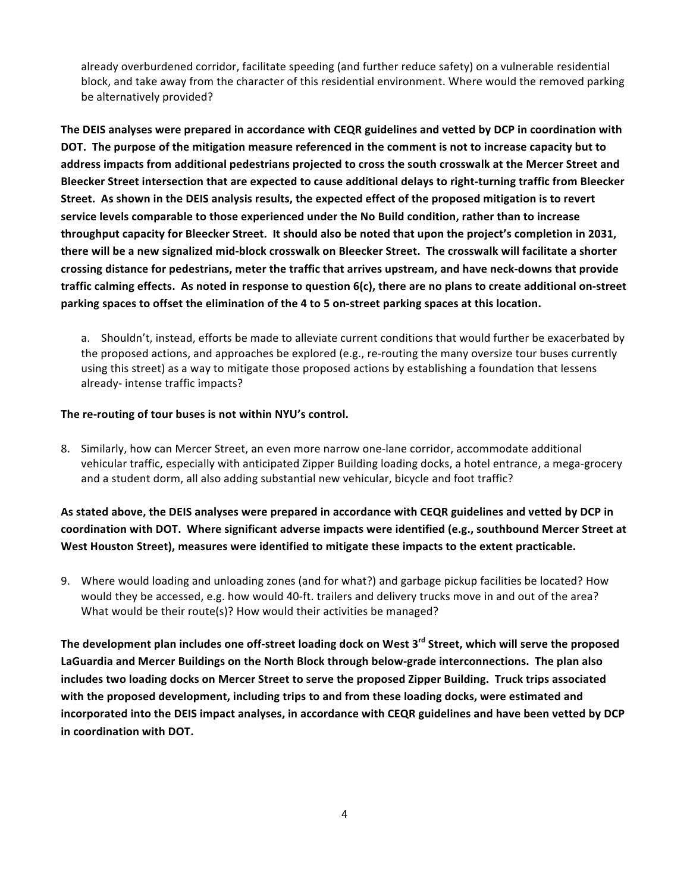already overburdened corridor, facilitate speeding (and further reduce safety) on a vulnerable residential block, and take away from the character of this residential environment. Where would the removed parking be alternatively provided?

**The DEIS analyses were prepared in accordance with CEQR guidelines and vetted by DCP in coordination with DOT. The purpose of the mitigation measure referenced in the comment is not to increase capacity but to address impacts from additional pedestrians projected to cross the south crosswalk at the Mercer Street and Bleecker Street intersection that are expected to cause additional delays to right-turning traffic from Bleecker Street. As shown in the DEIS analysis results, the expected effect of the proposed mitigation is to revert service levels comparable to those experienced under the No Build condition, rather than to increase throughput capacity for Bleecker Street. It should also be noted that upon the project's completion in 2031, there will be a new signalized mid-block crosswalk on Bleecker Street. The crosswalk will facilitate a shorter crossing distance for pedestrians, meter the traffic that arrives upstream, and have neck-downs that provide traffic calming effects. As noted in response to question 6(c), there are no plans to create additional on-street parking spaces to offset the elimination of the 4 to 5 on-street parking spaces at this location.**

a. Shouldn't, instead, efforts be made to alleviate current conditions that would further be exacerbated by the proposed actions, and approaches be explored (e.g., re-routing the many oversize tour buses currently using this street) as a way to mitigate those proposed actions by establishing a foundation that lessens already- intense traffic impacts?

**The re-routing of tour buses is not within NYU's control.**

8. Similarly, how can Mercer Street, an even more narrow one-lane corridor, accommodate additional vehicular traffic, especially with anticipated Zipper Building loading docks, a hotel entrance, a mega-grocery and a student dorm, all also adding substantial new vehicular, bicycle and foot traffic?

**As stated above, the DEIS analyses were prepared in accordance with CEQR guidelines and vetted by DCP in coordination with DOT. Where significant adverse impacts were identified (e.g., southbound Mercer Street at West Houston Street), measures were identified to mitigate these impacts to the extent practicable.**

9. Where would loading and unloading zones (and for what?) and garbage pickup facilities be located? How would they be accessed, e.g. how would 40-ft. trailers and delivery trucks move in and out of the area? What would be their route(s)? How would their activities be managed?

**The development plan includes one off-street loading dock on West 3rd Street, which will serve the proposed LaGuardia and Mercer Buildings on the North Block through below-grade interconnections. The plan also includes two loading docks on Mercer Street to serve the proposed Zipper Building. Truck trips associated with the proposed development, including trips to and from these loading docks, were estimated and incorporated into the DEIS impact analyses, in accordance with CEQR guidelines and have been vetted by DCP in coordination with DOT.**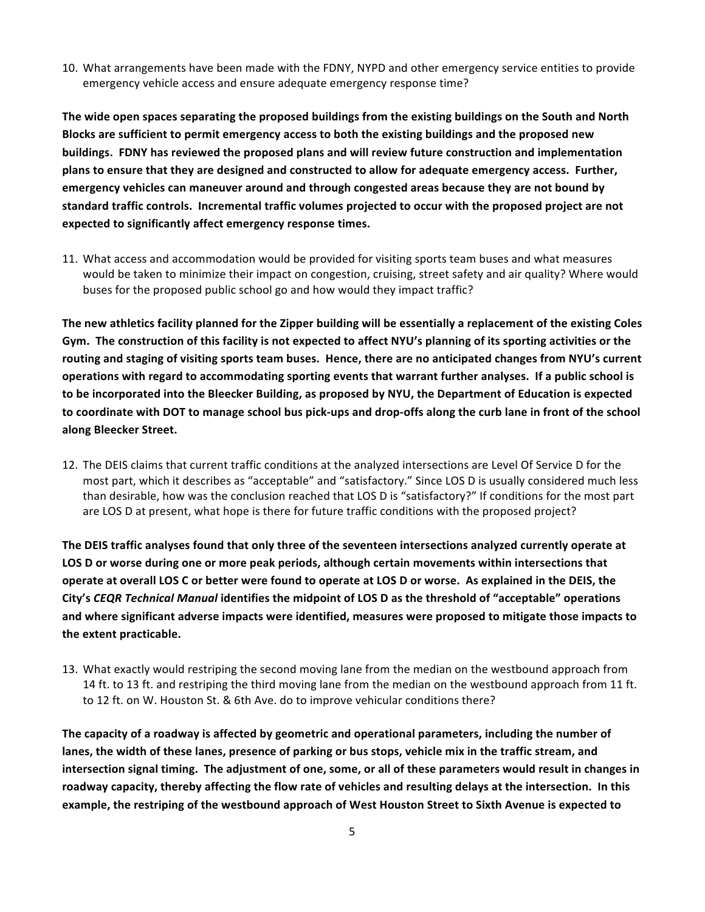10. What arrangements have been made with the FDNY, NYPD and other emergency service entities to provide emergency vehicle access and ensure adequate emergency response time?

**The wide open spaces separating the proposed buildings from the existing buildings on the South and North Blocks are sufficient to permit emergency access to both the existing buildings and the proposed new buildings. FDNY has reviewed the proposed plans and will review future construction and implementation plans to ensure that they are designed and constructed to allow for adequate emergency access. Further, emergency vehicles can maneuver around and through congested areas because they are not bound by standard traffic controls. Incremental traffic volumes projected to occur with the proposed project are not expected to significantly affect emergency response times.**

11. What access and accommodation would be provided for visiting sports team buses and what measures would be taken to minimize their impact on congestion, cruising, street safety and air quality? Where would buses for the proposed public school go and how would they impact traffic?

**The new athletics facility planned for the Zipper building will be essentially a replacement of the existing Coles Gym. The construction of this facility is not expected to affect NYU's planning of its sporting activities or the routing and staging of visiting sports team buses. Hence, there are no anticipated changes from NYU's current operations with regard to accommodating sporting events that warrant further analyses. If a public school is to be incorporated into the Bleecker Building, as proposed by NYU, the Department of Education is expected to coordinate with DOT to manage school bus pick-ups and drop-offs along the curb lane in front of the school along Bleecker Street.**

12. The DEIS claims that current traffic conditions at the analyzed intersections are Level Of Service D for the most part, which it describes as "acceptable" and "satisfactory." Since LOS D is usually considered much less than desirable, how was the conclusion reached that LOS D is "satisfactory?" If conditions for the most part are LOS D at present, what hope is there for future traffic conditions with the proposed project?

**The DEIS traffic analyses found that only three of the seventeen intersections analyzed currently operate at LOS D or worse during one or more peak periods, although certain movements within intersections that operate at overall LOS C or better were found to operate at LOS D or worse. As explained in the DEIS, the City's *CEQR Technical Manual* identifies the midpoint of LOS D as the threshold of "acceptable" operations and where significant adverse impacts were identified, measures were proposed to mitigate those impacts to the extent practicable.**

13. What exactly would restriping the second moving lane from the median on the westbound approach from 14 ft. to 13 ft. and restriping the third moving lane from the median on the westbound approach from 11 ft. to 12 ft. on W. Houston St. & 6th Ave. do to improve vehicular conditions there?

**The capacity of a roadway is affected by geometric and operational parameters, including the number of lanes, the width of these lanes, presence of parking or bus stops, vehicle mix in the traffic stream, and intersection signal timing. The adjustment of one, some, or all of these parameters would result in changes in roadway capacity, thereby affecting the flow rate of vehicles and resulting delays at the intersection. In this example, the restriping of the westbound approach of West Houston Street to Sixth Avenue is expected to**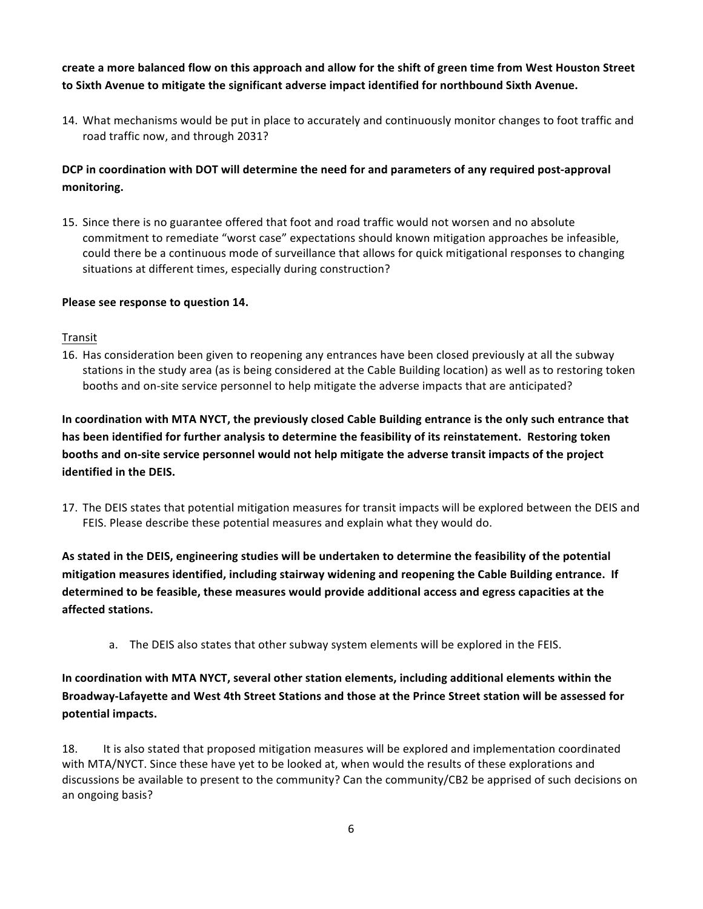**create a more balanced flow on this approach and allow for the shift of green time from West Houston Street to Sixth Avenue to mitigate the significant adverse impact identified for northbound Sixth Avenue.**

14. What mechanisms would be put in place to accurately and continuously monitor changes to foot traffic and road traffic now, and through 2031?

**DCP in coordination with DOT will determine the need for and parameters of any required post-approval monitoring.**

15. Since there is no guarantee offered that foot and road traffic would not worsen and no absolute commitment to remediate "worst case" expectations should known mitigation approaches be infeasible, could there be a continuous mode of surveillance that allows for quick mitigational responses to changing situations at different times, especially during construction?

**Please see response to question 14.**

<u>Transit</u>

16. Has consideration been given to reopening any entrances have been closed previously at all the subway stations in the study area (as is being considered at the Cable Building location) as well as to restoring token booths and on-site service personnel to help mitigate the adverse impacts that are anticipated?

**In coordination with MTA NYCT, the previously closed Cable Building entrance is the only such entrance that has been identified for further analysis to determine the feasibility of its reinstatement. Restoring token booths and on-site service personnel would not help mitigate the adverse transit impacts of the project identified in the DEIS.**

17. The DEIS states that potential mitigation measures for transit impacts will be explored between the DEIS and FEIS. Please describe these potential measures and explain what they would do.

**As stated in the DEIS, engineering studies will be undertaken to determine the feasibility of the potential mitigation measures identified, including stairway widening and reopening the Cable Building entrance. If determined to be feasible, these measures would provide additional access and egress capacities at the affected stations.**

   a. The DEIS also states that other subway system elements will be explored in the FEIS.

**In coordination with MTA NYCT, several other station elements, including additional elements within the Broadway-Lafayette and West 4th Street Stations and those at the Prince Street station will be assessed for potential impacts.**

18. It is also stated that proposed mitigation measures will be explored and implementation coordinated with MTA/NYCT. Since these have yet to be looked at, when would the results of these explorations and discussions be available to present to the community? Can the community/CB2 be apprised of such decisions on an ongoing basis?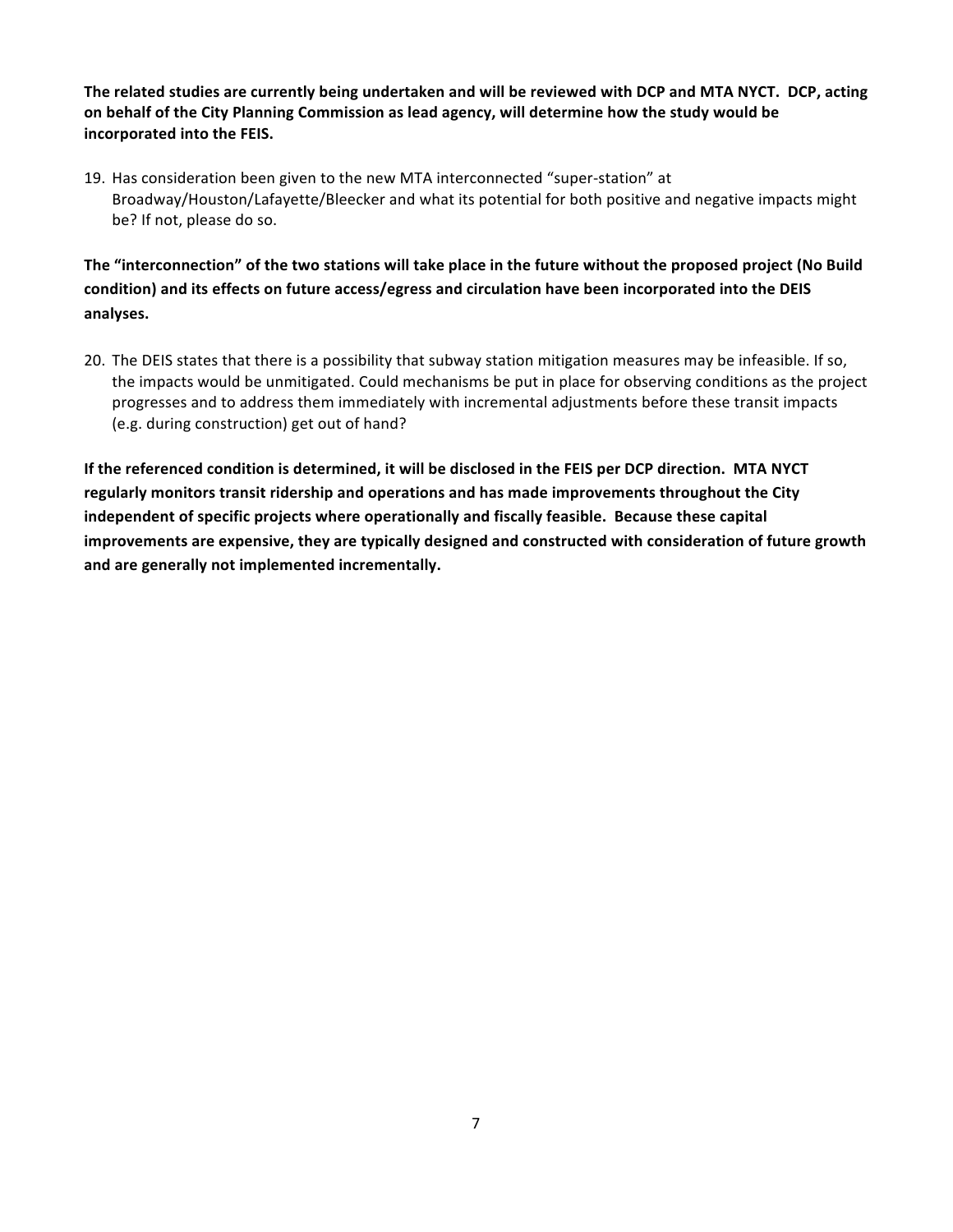**The related studies are currently being undertaken and will be reviewed with DCP and MTA NYCT. DCP, acting on behalf of the City Planning Commission as lead agency, will determine how the study would be incorporated into the FEIS.**

19. Has consideration been given to the new MTA interconnected "super-station" at Broadway/Houston/Lafayette/Bleecker and what its potential for both positive and negative impacts might be? If not, please do so.

**The "interconnection" of the two stations will take place in the future without the proposed project (No Build condition) and its effects on future access/egress and circulation have been incorporated into the DEIS analyses.**

20. The DEIS states that there is a possibility that subway station mitigation measures may be infeasible. If so, the impacts would be unmitigated. Could mechanisms be put in place for observing conditions as the project progresses and to address them immediately with incremental adjustments before these transit impacts (e.g. during construction) get out of hand?

**If the referenced condition is determined, it will be disclosed in the FEIS per DCP direction. MTA NYCT regularly monitors transit ridership and operations and has made improvements throughout the City independent of specific projects where operationally and fiscally feasible. Because these capital improvements are expensive, they are typically designed and constructed with consideration of future growth and are generally not implemented incrementally.**